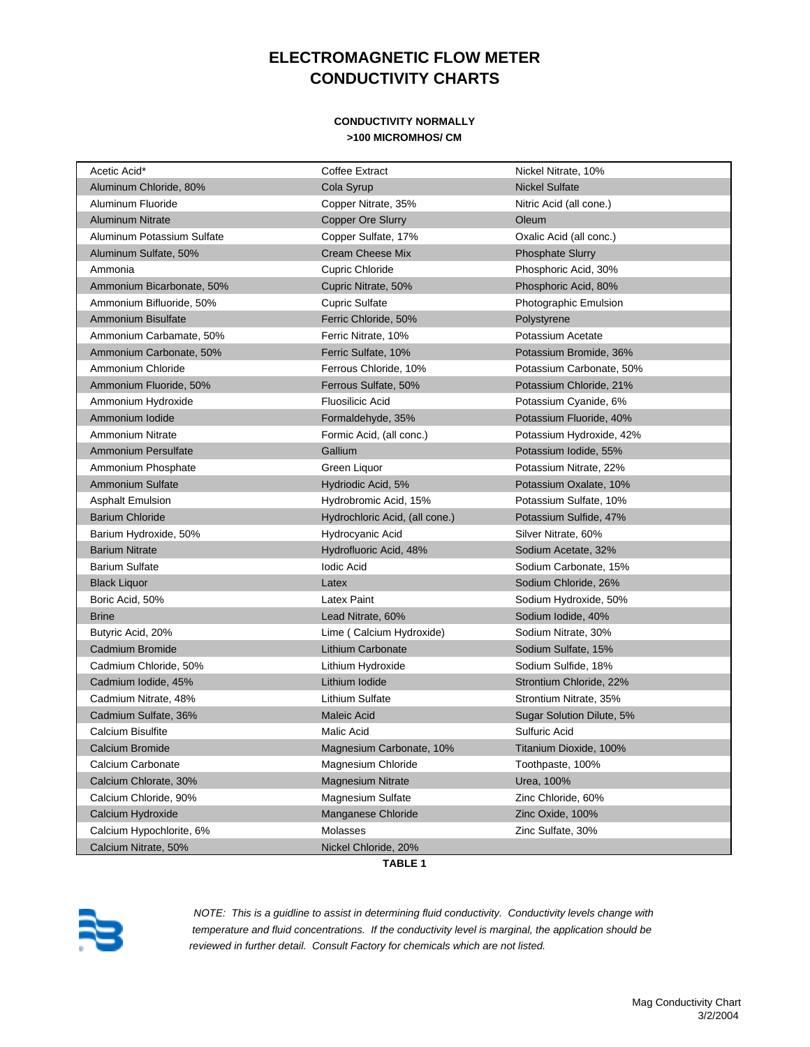# ELECTROMAGNETIC FLOW METER CONDUCTIVITY CHARTS

**CONDUCTIVITY NORMALLY >100 MICROMHOS/ CM**

| | | |
|---|---|---|
| Acetic Acid* | Coffee Extract | Nickel Nitrate, 10% |
| Aluminum Chloride, 80% | Cola Syrup | Nickel Sulfate |
| Aluminum Fluoride | Copper Nitrate, 35% | Nitric Acid (all conc.) |
| Aluminum Nitrate | Copper Ore Slurry | Oleum |
| Aluminum Potassium Sulfate | Copper Sulfate, 17% | Oxalic Acid (all conc.) |
| Aluminum Sulfate, 50% | Cream Cheese Mix | Phosphate Slurry |
| Ammonia | Cupric Chloride | Phosphoric Acid, 30% |
| Ammonium Bicarbonate, 50% | Cupric Nitrate, 50% | Phosphoric Acid, 80% |
| Ammonium Bifluoride, 50% | Cupric Sulfate | Photographic Emulsion |
| Ammonium Bisulfate | Ferric Chloride, 50% | Polystyrene |
| Ammonium Carbamate, 50% | Ferric Nitrate, 10% | Potassium Acetate |
| Ammonium Carbonate, 50% | Ferric Sulfate, 10% | Potassium Bromide, 36% |
| Ammonium Chloride | Ferrous Chloride, 10% | Potassium Carbonate, 50% |
| Ammonium Fluoride, 50% | Ferrous Sulfate, 50% | Potassium Chloride, 21% |
| Ammonium Hydroxide | Fluosilicic Acid | Potassium Cyanide, 6% |
| Ammonium Iodide | Formaldehyde, 35% | Potassium Fluoride, 40% |
| Ammonium Nitrate | Formic Acid, (all conc.) | Potassium Hydroxide, 42% |
| Ammonium Persulfate | Gallium | Potassium Iodide, 55% |
| Ammonium Phosphate | Green Liquor | Potassium Nitrate, 22% |
| Ammonium Sulfate | Hydriodic Acid, 5% | Potassium Oxalate, 10% |
| Asphalt Emulsion | Hydrobromic Acid, 15% | Potassium Sulfate, 10% |
| Barium Chloride | Hydrochloric Acid, (all conc.) | Potassium Sulfide, 47% |
| Barium Hydroxide, 50% | Hydrocyanic Acid | Silver Nitrate, 60% |
| Barium Nitrate | Hydrofluoric Acid, 48% | Sodium Acetate, 32% |
| Barium Sulfate | Iodic Acid | Sodium Carbonate, 15% |
| Black Liquor | Latex | Sodium Chloride, 26% |
| Boric Acid, 50% | Latex Paint | Sodium Hydroxide, 50% |
| Brine | Lead Nitrate, 60% | Sodium Iodide, 40% |
| Butyric Acid, 20% | Lime ( Calcium Hydroxide) | Sodium Nitrate, 30% |
| Cadmium Bromide | Lithium Carbonate | Sodium Sulfate, 15% |
| Cadmium Chloride, 50% | Lithium Hydroxide | Sodium Sulfide, 18% |
| Cadmium Iodide, 45% | Lithium Iodide | Strontium Chloride, 22% |
| Cadmium Nitrate, 48% | Lithium Sulfate | Strontium Nitrate, 35% |
| Cadmium Sulfate, 36% | Maleic Acid | Sugar Solution Dilute, 5% |
| Calcium Bisulfite | Malic Acid | Sulfuric Acid |
| Calcium Bromide | Magnesium Carbonate, 10% | Titanium Dioxide, 100% |
| Calcium Carbonate | Magnesium Chloride | Toothpaste, 100% |
| Calcium Chlorate, 30% | Magnesium Nitrate | Urea, 100% |
| Calcium Chloride, 90% | Magnesium Sulfate | Zinc Chloride, 60% |
| Calcium Hydroxide | Manganese Chloride | Zinc Oxide, 100% |
| Calcium Hypochlorite, 6% | Molasses | Zinc Sulfate, 30% |
| Calcium Nitrate, 50% | Nickel Chloride, 20% | |

**TABLE 1**

*NOTE: This is a guideline to assist in determining fluid conductivity. Conductivity levels change with temperature and fluid concentrations. If the conductivity level is marginal, the application should be reviewed in further detail. Consult Factory for chemicals which are not listed.*

Mag Conductivity Chart
3/2/2004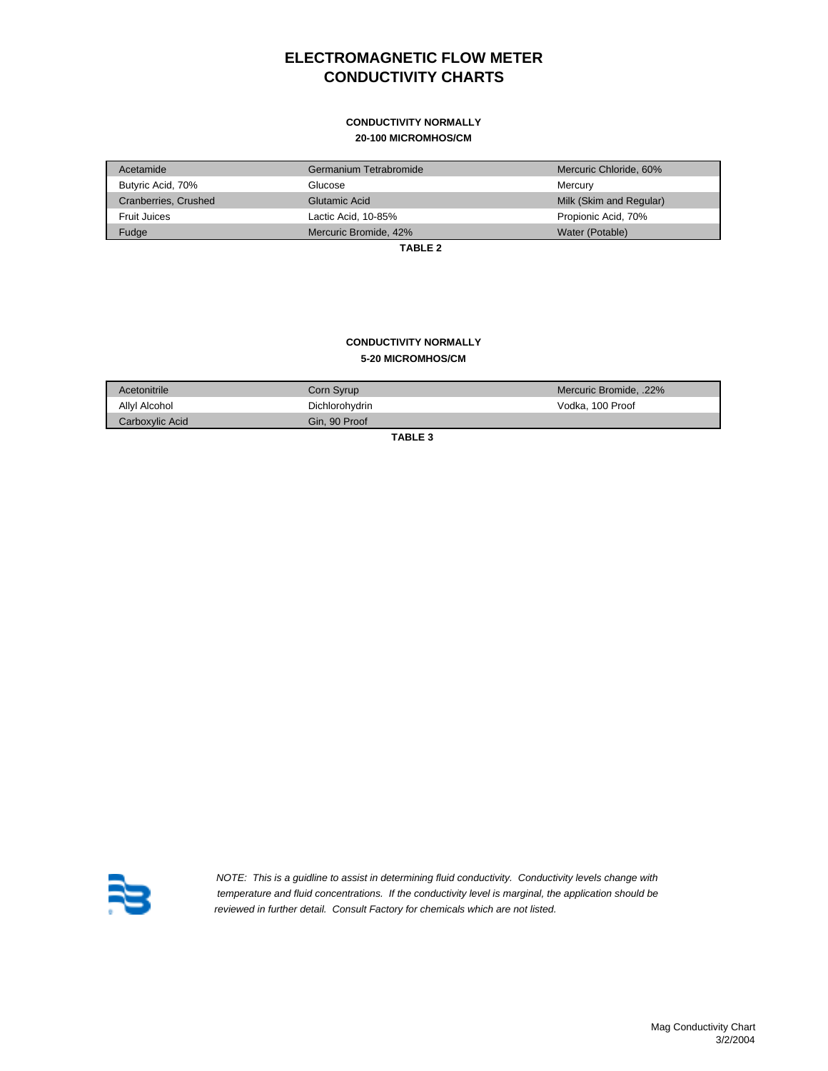# ELECTROMAGNETIC FLOW METER CONDUCTIVITY CHARTS

**CONDUCTIVITY NORMALLY**
**20-100 MICROMHOS/CM**

| | | |
|---|---|---|
| Acetamide | Germanium Tetrabromide | Mercuric Chloride, 60% |
| Butyric Acid, 70% | Glucose | Mercury |
| Cranberries, Crushed | Glutamic Acid | Milk (Skim and Regular) |
| Fruit Juices | Lactic Acid, 10-85% | Propionic Acid, 70% |
| Fudge | Mercuric Bromide, 42% | Water (Potable) |

**TABLE 2**

**CONDUCTIVITY NORMALLY**
**5-20 MICROMHOS/CM**

| | | |
|---|---|---|
| Acetonitrile | Corn Syrup | Mercuric Bromide, .22% |
| Allyl Alcohol | Dichlorohydrin | Vodka, 100 Proof |
| Carboxylic Acid | Gin, 90 Proof | |

**TABLE 3**

*NOTE: This is a guidline to assist in determining fluid conductivity. Conductivity levels change with temperature and fluid concentrations. If the conductivity level is marginal, the application should be reviewed in further detail. Consult Factory for chemicals which are not listed.*

Mag Conductivity Chart
3/2/2004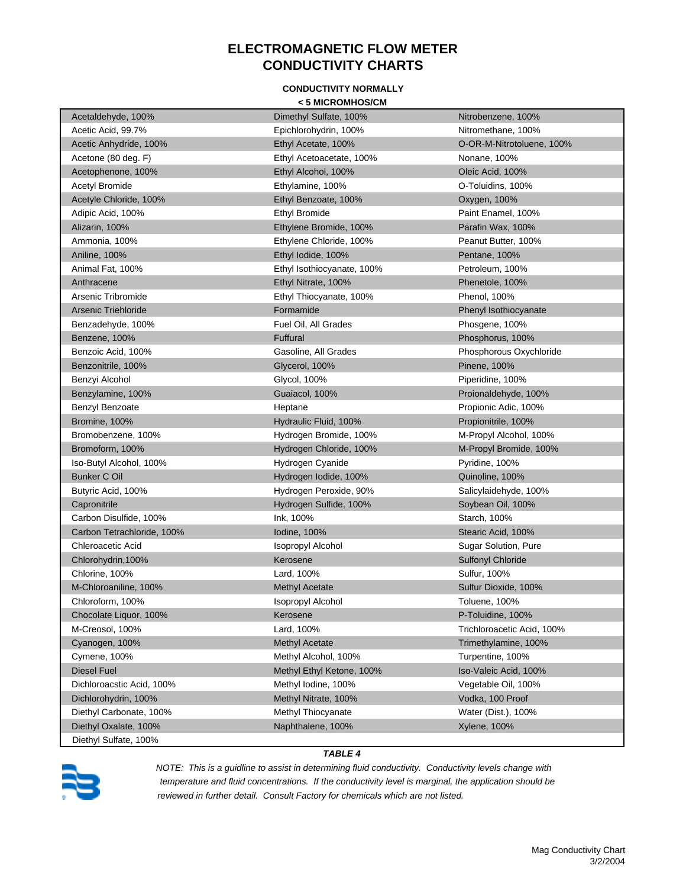# ELECTROMAGNETIC FLOW METER CONDUCTIVITY CHARTS

**CONDUCTIVITY NORMALLY**
**< 5 MICROMHOS/CM**

| | | |
|---|---|---|
| Acetaldehyde, 100% | Dimethyl Sulfate, 100% | Nitrobenzene, 100% |
| Acetic Acid, 99.7% | Epichlorohydrin, 100% | Nitromethane, 100% |
| Acetic Anhydride, 100% | Ethyl Acetate, 100% | O-OR-M-Nitrotoluene, 100% |
| Acetone (80 deg. F) | Ethyl Acetoacetate, 100% | Nonane, 100% |
| Acetophenone, 100% | Ethyl Alcohol, 100% | Oleic Acid, 100% |
| Acetyl Bromide | Ethylamine, 100% | O-Toluidins, 100% |
| Acetyle Chloride, 100% | Ethyl Benzoate, 100% | Oxygen, 100% |
| Adipic Acid, 100% | Ethyl Bromide | Paint Enamel, 100% |
| Alizarin, 100% | Ethylene Bromide, 100% | Parafin Wax, 100% |
| Ammonia, 100% | Ethylene Chloride, 100% | Peanut Butter, 100% |
| Aniline, 100% | Ethyl Iodide, 100% | Pentane, 100% |
| Animal Fat, 100% | Ethyl Isothiocyanate, 100% | Petroleum, 100% |
| Anthracene | Ethyl Nitrate, 100% | Phenetole, 100% |
| Arsenic Tribromide | Ethyl Thiocyanate, 100% | Phenol, 100% |
| Arsenic Triehloride | Formamide | Phenyl Isothiocyanate |
| Benzadehyde, 100% | Fuel Oil, All Grades | Phosgene, 100% |
| Benzene, 100% | Fuffural | Phosphorus, 100% |
| Benzoic Acid, 100% | Gasoline, All Grades | Phosphorous Oxychloride |
| Benzonitrile, 100% | Glycerol, 100% | Pinene, 100% |
| Benzyi Alcohol | Glycol, 100% | Piperidine, 100% |
| Benzylamine, 100% | Guaiacol, 100% | Proionaldehyde, 100% |
| Benzyl Benzoate | Heptane | Propionic Adic, 100% |
| Bromine, 100% | Hydraulic Fluid, 100% | Propionitrile, 100% |
| Bromobenzene, 100% | Hydrogen Bromide, 100% | M-Propyl Alcohol, 100% |
| Bromoform, 100% | Hydrogen Chloride, 100% | M-Propyl Bromide, 100% |
| Iso-Butyl Alcohol, 100% | Hydrogen Cyanide | Pyridine, 100% |
| Bunker C Oil | Hydrogen Iodide, 100% | Quinoline, 100% |
| Butyric Acid, 100% | Hydrogen Peroxide, 90% | Salicylaidehyde, 100% |
| Capronitrile | Hydrogen Sulfide, 100% | Soybean Oil, 100% |
| Carbon Disulfide, 100% | Ink, 100% | Starch, 100% |
| Carbon Tetrachloride, 100% | Iodine, 100% | Stearic Acid, 100% |
| Chleroacetic Acid | Isopropyl Alcohol | Sugar Solution, Pure |
| Chlorohydrin,100% | Kerosene | Sulfonyl Chloride |
| Chlorine, 100% | Lard, 100% | Sulfur, 100% |
| M-Chloroaniline, 100% | Methyl Acetate | Sulfur Dioxide, 100% |
| Chloroform, 100% | Isopropyl Alcohol | Toluene, 100% |
| Chocolate Liquor, 100% | Kerosene | P-Toluidine, 100% |
| M-Creosol, 100% | Lard, 100% | Trichloroacetic Acid, 100% |
| Cyanogen, 100% | Methyl Acetate | Trimethylamine, 100% |
| Cymene, 100% | Methyl Alcohol, 100% | Turpentine, 100% |
| Diesel Fuel | Methyl Ethyl Ketone, 100% | Iso-Valeic Acid, 100% |
| Dichloroacstic Acid, 100% | Methyl Iodine, 100% | Vegetable Oil, 100% |
| Dichlorohydrin, 100% | Methyl Nitrate, 100% | Vodka, 100 Proof |
| Diethyl Carbonate, 100% | Methyl Thiocyanate | Water (Dist.), 100% |
| Diethyl Oxalate, 100% | Naphthalene, 100% | Xylene, 100% |
| Diethyl Sulfate, 100% | | |

***TABLE 4***

*NOTE: This is a guidline to assist in determining fluid conductivity. Conductivity levels change with temperature and fluid concentrations. If the conductivity level is marginal, the application should be reviewed in further detail. Consult Factory for chemicals which are not listed.*

Mag Conductivity Chart
3/2/2004